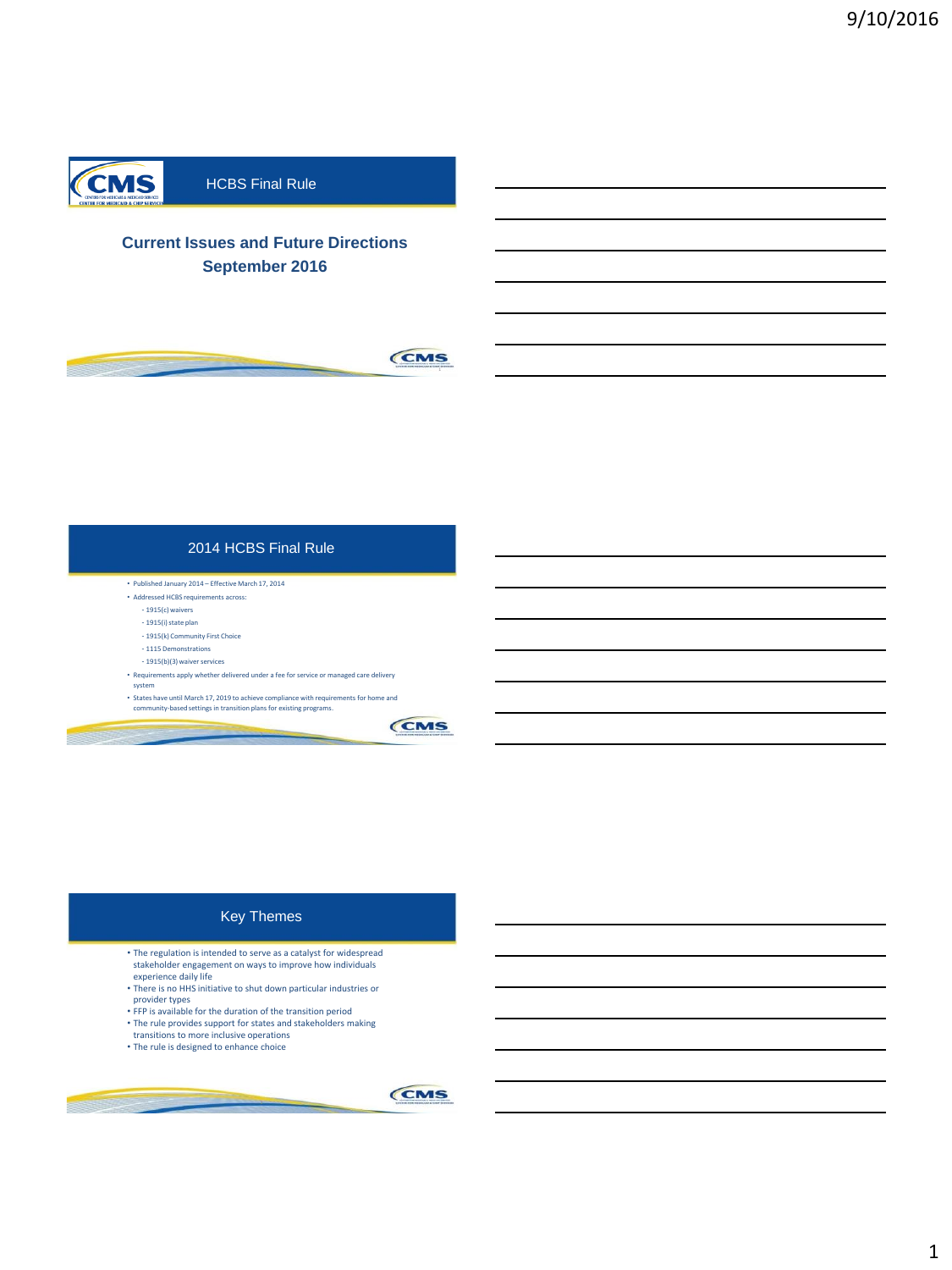# HCBS Final Rule

## Current Issues and Future Directions
## September 2016

## 2014 HCBS Final Rule

- Published January 2014 – Effective March 17, 2014
- Addressed HCBS requirements across:
  - 1915(c) waivers
  - 1915(i) state plan
  - 1915(k) Community First Choice
  - 1115 Demonstrations
  - 1915(b)(3) waiver services
- Requirements apply whether delivered under a fee for service or managed care delivery system
- States have until March 17, 2019 to achieve compliance with requirements for home and community-based settings in transition plans for existing programs.

## Key Themes

- The regulation is intended to serve as a catalyst for widespread stakeholder engagement on ways to improve how individuals experience daily life
- There is no HHS initiative to shut down particular industries or provider types
- FFP is available for the duration of the transition period
- The rule provides support for states and stakeholders making transitions to more inclusive operations
- The rule is designed to enhance choice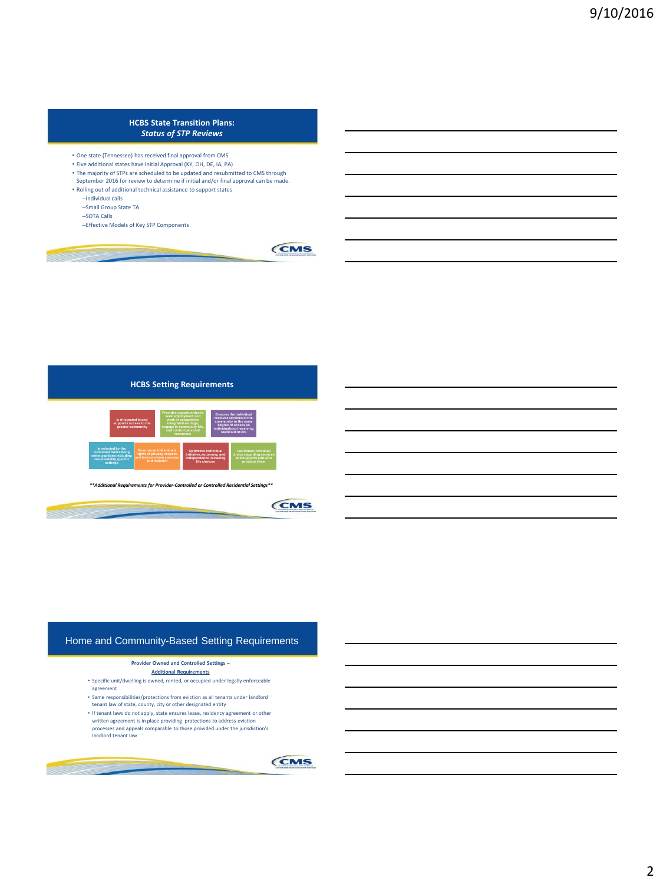## HCBS State Transition Plans: *Status of STP Reviews*

- One state (Tennessee) has received final approval from CMS.
- Five additional states have Initial Approval (KY, OH, DE, IA, PA)
- The majority of STPs are scheduled to be updated and resubmitted to CMS through September 2016 for review to determine if initial and/or final approval can be made.
- Rolling out of additional technical assistance to support states
  - –Individual calls
  - –Small Group State TA
  - –SOTA Calls
  - –Effective Models of Key STP Components

## HCBS Setting Requirements

- Is integrated in and supports access to the greater community
- Provides opportunities to seek employment and work in competitive integrated settings, engage in community life, and control personal resources
- Ensures the individual receives services in the community to the same degree of access as individuals not receiving Medicaid HCBS
- Is selected by the individual from among setting options including non-disability specific settings
- Ensures an individual's rights of privacy, respect, and freedom from coercion and restraint
- Optimizes individual initiative, autonomy, and independence in making life choices
- Facilitates individual choice regarding services and supports and who provides them

***\*\*Additional Requirements for Provider-Controlled or Controlled Residential Settings\*\****

## Home and Community-Based Setting Requirements

**Provider Owned and Controlled Settings –**

**Additional Requirements**

- Specific unit/dwelling is owned, rented, or occupied under legally enforceable agreement
- Same responsibilities/protections from eviction as all tenants under landlord tenant law of state, county, city or other designated entity
- If tenant laws do not apply, state ensures lease, residency agreement or other written agreement is in place providing protections to address eviction processes and appeals comparable to those provided under the jurisdiction's landlord tenant law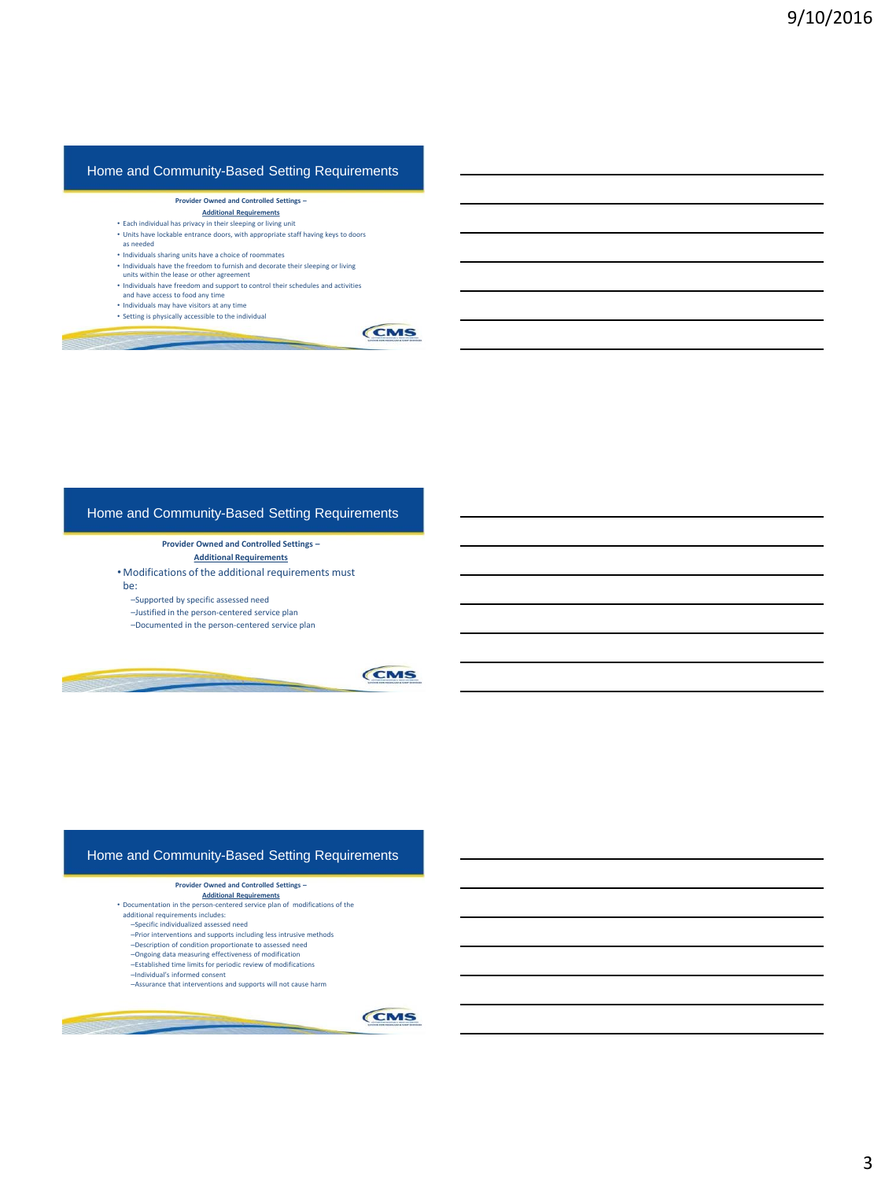## Home and Community-Based Setting Requirements

**Provider Owned and Controlled Settings –**

**Additional Requirements**

- Each individual has privacy in their sleeping or living unit
- Units have lockable entrance doors, with appropriate staff having keys to doors as needed
- Individuals sharing units have a choice of roommates
- Individuals have the freedom to furnish and decorate their sleeping or living units within the lease or other agreement
- Individuals have freedom and support to control their schedules and activities and have access to food any time
- Individuals may have visitors at any time
- Setting is physically accessible to the individual

## Home and Community-Based Setting Requirements

**Provider Owned and Controlled Settings –**

**Additional Requirements**

- Modifications of the additional requirements must be:
  - Supported by specific assessed need
  - Justified in the person-centered service plan
  - Documented in the person-centered service plan

## Home and Community-Based Setting Requirements

**Provider Owned and Controlled Settings –**

**Additional Requirements**

- Documentation in the person-centered service plan of modifications of the additional requirements includes:
  - Specific individualized assessed need
  - Prior interventions and supports including less intrusive methods
  - Description of condition proportionate to assessed need
  - Ongoing data measuring effectiveness of modification
  - Established time limits for periodic review of modifications
  - Individual's informed consent
  - Assurance that interventions and supports will not cause harm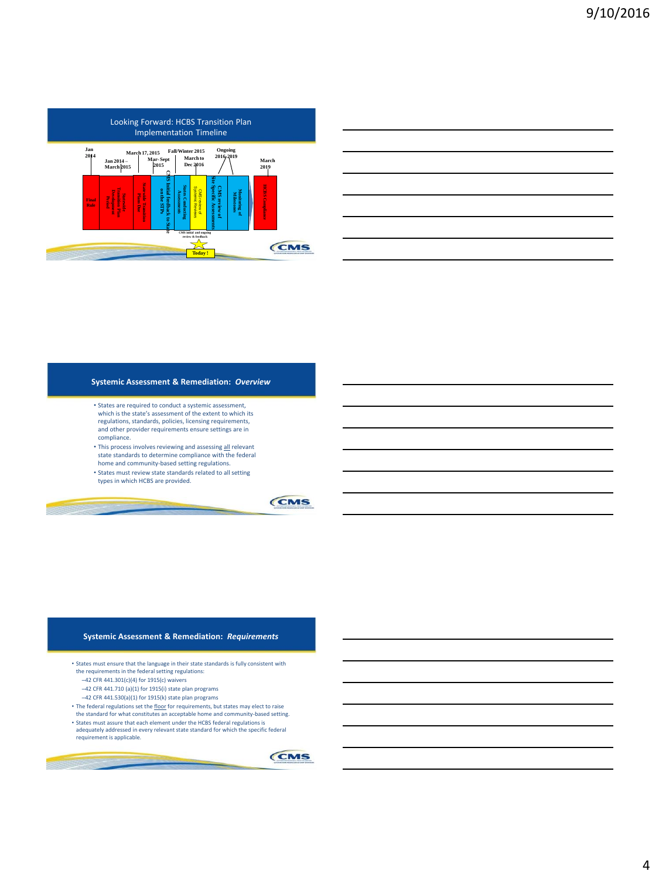## Looking Forward: HCBS Transition Plan Implementation Timeline

Jan 2014 — Final Rule

Jan 2014 – March 2015 — Statewide Transition Plan Development Period

March 17, 2015 — Statewide Transition Plans Due

Mar- Sept 2015 — CMS Initial feedback to State on the STPs

Fall/Winter 2015 — States Conducting Assessments

March to Dec 2016 — CMS review of Systemic Reviews

Ongoing 2016-2019 — CMS review of Site Specific Assessments; Monitoring of Milestones

March 2019 — HCBS Compliance

CMS initial and ongoing review & feedback

Today!

## Systemic Assessment & Remediation: *Overview*

- States are required to conduct a systemic assessment, which is the state's assessment of the extent to which its regulations, standards, policies, licensing requirements, and other provider requirements ensure settings are in compliance.
- This process involves reviewing and assessing all relevant state standards to determine compliance with the federal home and community-based setting regulations.
- States must review state standards related to all setting types in which HCBS are provided.

## Systemic Assessment & Remediation: *Requirements*

- States must ensure that the language in their state standards is fully consistent with the requirements in the federal setting regulations:
  - 42 CFR 441.301(c)(4) for 1915(c) waivers
  - 42 CFR 441.710 (a)(1) for 1915(i) state plan programs
  - 42 CFR 441.530(a)(1) for 1915(k) state plan programs
- The federal regulations set the floor for requirements, but states may elect to raise the standard for what constitutes an acceptable home and community-based setting.
- States must assure that each element under the HCBS federal regulations is adequately addressed in every relevant state standard for which the specific federal requirement is applicable.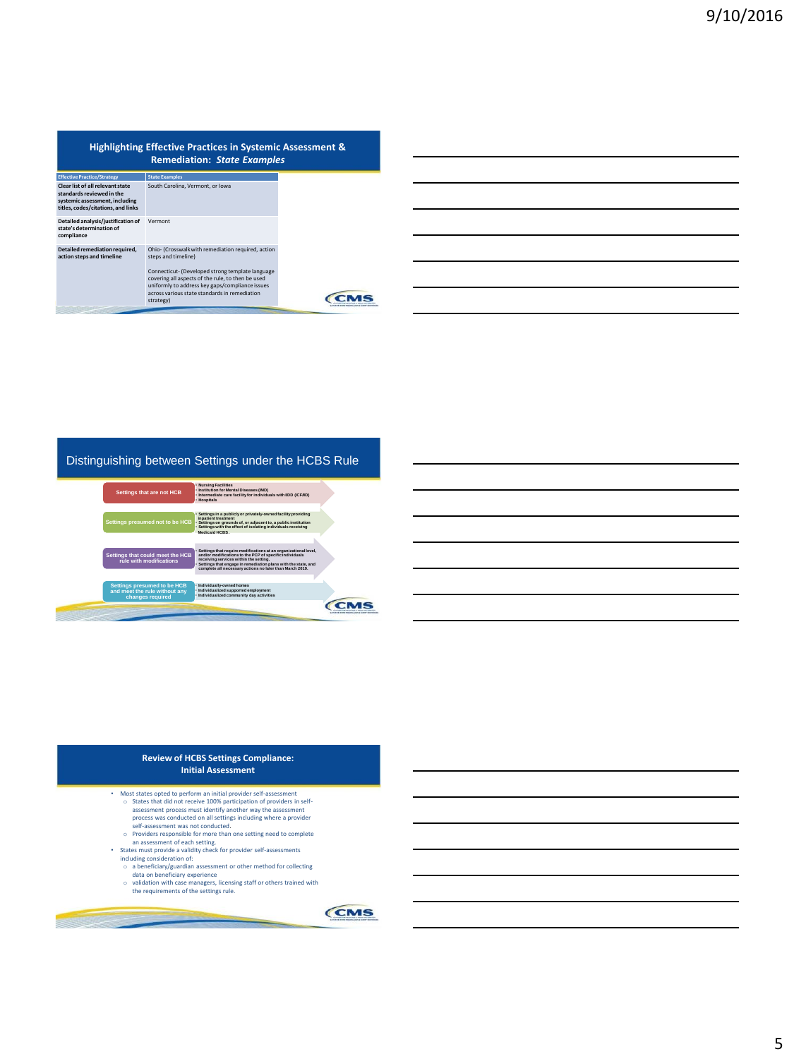## Highlighting Effective Practices in Systemic Assessment & Remediation: *State Examples*

| Effective Practice/Strategy | State Examples |
|---|---|
| **Clear list of all relevant state standards reviewed in the systemic assessment, including titles, codes/citations, and links** | South Carolina, Vermont, or Iowa |
| **Detailed analysis/justification of state's determination of compliance** | Vermont |
| **Detailed remediation required, action steps and timeline** | Ohio- (Crosswalk with remediation required, action steps and timeline)<br><br>Connecticut- (Developed strong template language covering all aspects of the rule, to then be used uniformly to address key gaps/compliance issues across various state standards in remediation strategy) |

## Distinguishing between Settings under the HCBS Rule

**Settings that are not HCB**
- Nursing Facilities
- Institution for Mental Diseases (IMD)
- Intermediate care facility for individuals with IDD (ICF/IID)
- Hospitals

**Settings presumed not to be HCB**
- Settings in a publicly or privately-owned facility providing inpatient treatment
- Settings on grounds of, or adjacent to, a public institution
- Settings with the effect of isolating individuals receiving Medicaid HCBS.

**Settings that could meet the HCB rule with modifications**
- Settings that require modifications at an organizational level, and/or modifications to the PCP of specific individuals receiving services within the setting.
- Settings that engage in remediation plans with the state, and complete all necessary actions no later than March 2019.

**Settings presumed to be HCB and meet the rule without any changes required**
- Individually-owned homes
- Individualized supported employment
- Individualized community day activities

## Review of HCBS Settings Compliance: Initial Assessment

- Most states opted to perform an initial provider self-assessment
  - States that did not receive 100% participation of providers in self-assessment process must identify another way the assessment process was conducted on all settings including where a provider self-assessment was not conducted.
  - Providers responsible for more than one setting need to complete an assessment of each setting.
- States must provide a validity check for provider self-assessments including consideration of:
  - a beneficiary/guardian assessment or other method for collecting data on beneficiary experience
  - validation with case managers, licensing staff or others trained with the requirements of the settings rule.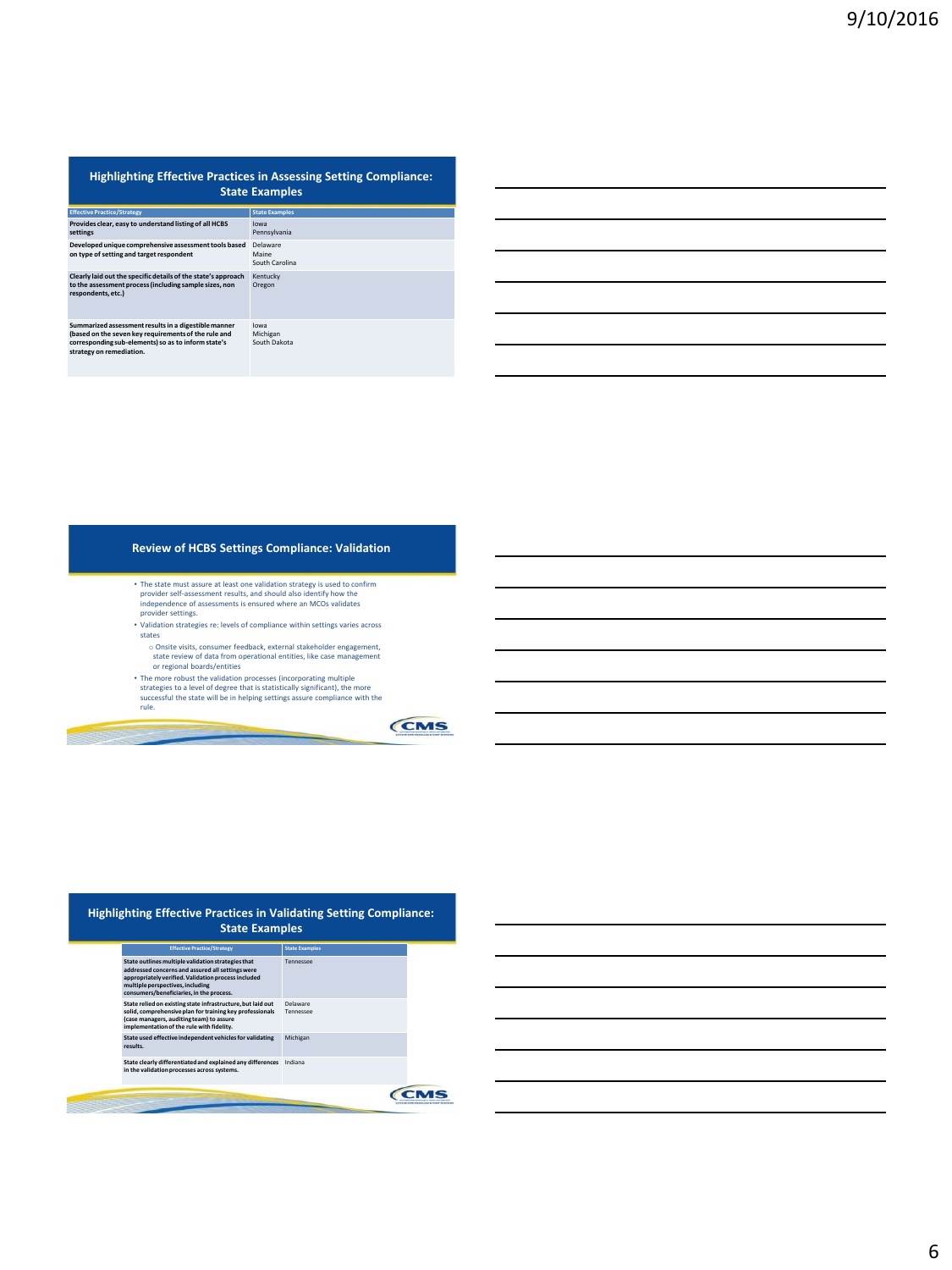## Highlighting Effective Practices in Assessing Setting Compliance: State Examples

| Effective Practice/Strategy | State Examples |
| --- | --- |
| **Provides clear, easy to understand listing of all HCBS settings** | Iowa<br>Pennsylvania |
| **Developed unique comprehensive assessment tools based on type of setting and target respondent** | Delaware<br>Maine<br>South Carolina |
| **Clearly laid out the specific details of the state's approach to the assessment process (including sample sizes, non respondents, etc.)** | Kentucky<br>Oregon |
| **Summarized assessment results in a digestible manner (based on the seven key requirements of the rule and corresponding sub-elements) so as to inform state's strategy on remediation.** | Iowa<br>Michigan<br>South Dakota |

## Review of HCBS Settings Compliance: Validation

- The state must assure at least one validation strategy is used to confirm provider self-assessment results, and should also identify how the independence of assessments is ensured where an MCOs validates provider settings.
- Validation strategies re: levels of compliance within settings varies across states
  - Onsite visits, consumer feedback, external stakeholder engagement, state review of data from operational entities, like case management or regional boards/entities
- The more robust the validation processes (incorporating multiple strategies to a level of degree that is statistically significant), the more successful the state will be in helping settings assure compliance with the rule.

## Highlighting Effective Practices in Validating Setting Compliance: State Examples

| Effective Practice/Strategy | State Examples |
| --- | --- |
| **State outlines multiple validation strategies that addressed concerns and assured all settings were appropriately verified. Validation process included multiple perspectives, including consumers/beneficiaries, in the process.** | Tennessee |
| **State relied on existing state infrastructure, but laid out solid, comprehensive plan for training key professionals (case managers, auditing team) to assure implementation of the rule with fidelity.** | Delaware<br>Tennessee |
| **State used effective independent vehicles for validating results.** | Michigan |
| **State clearly differentiated and explained any differences in the validation processes across systems.** | Indiana |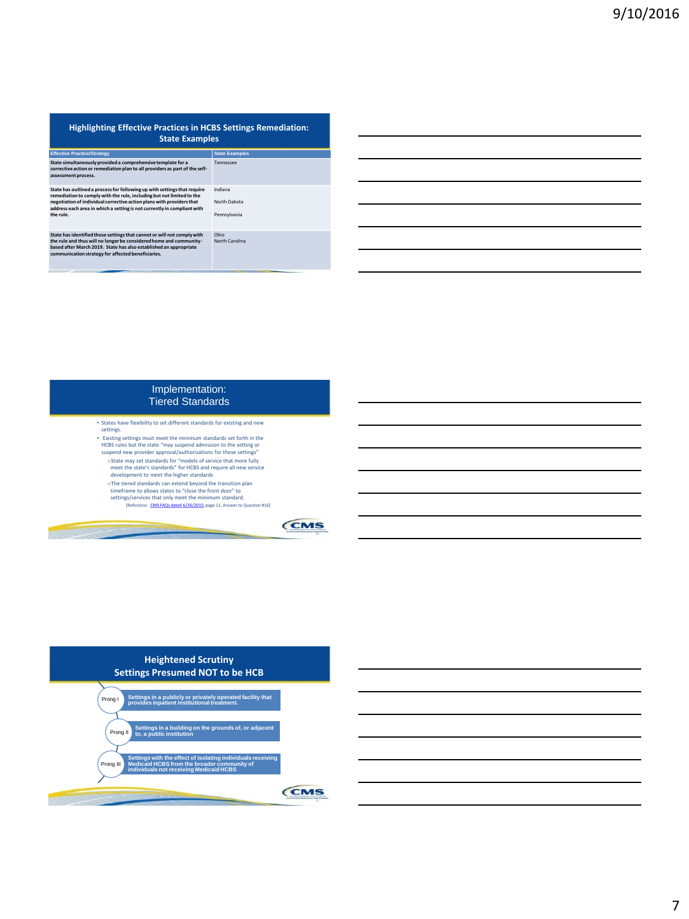## Highlighting Effective Practices in HCBS Settings Remediation: State Examples

| Effective Practice/Strategy | State Examples |
|---|---|
| **State simultaneously provided a comprehensive template for a corrective action or remediation plan to all providers as part of the self-assessment process.** | Tennessee |
| **State has outlined a process for following up with settings that require remediation to comply with the rule, including but not limited to the negotiation of individual corrective action plans with providers that address each area in which a setting is not currently in compliant with the rule.** | Indiana<br><br>North Dakota<br><br>Pennsylvania |
| **State has identified those settings that cannot or will not comply with the rule and thus will no longer be considered home and community-based after March 2019. State has also established an appropriate communication strategy for affected beneficiaries.** | Ohio<br>North Carolina |

## Implementation: Tiered Standards

- States have flexibility to set different standards for existing and new settings.
- Existing settings must meet the minimum standards set forth in the HCBS rules but the state "may suspend admission to the setting or suspend new provider approval/authorizations for those settings"
  - State may set standards for "models of service that more fully meet the state's standards" for HCBS and require all new service development to meet the higher standards
  - The tiered standards can extend beyond the transition plan timeframe to allows states to "close the front door" to settings/services that only meet the minimum standard.

[Reference: CMS FAQs dated 6/26/2015; page 11, Answer to Question #16]

## Heightened Scrutiny Settings Presumed NOT to be HCB

- **Prong I**: Settings in a publicly or privately operated facility that provides inpatient institutional treatment.
- **Prong II**: Settings in a building on the grounds of, or adjacent to, a public institution
- **Prong III**: Settings with the effect of isolating individuals receiving Medicaid HCBS from the broader community of individuals not receiving Medicaid HCBS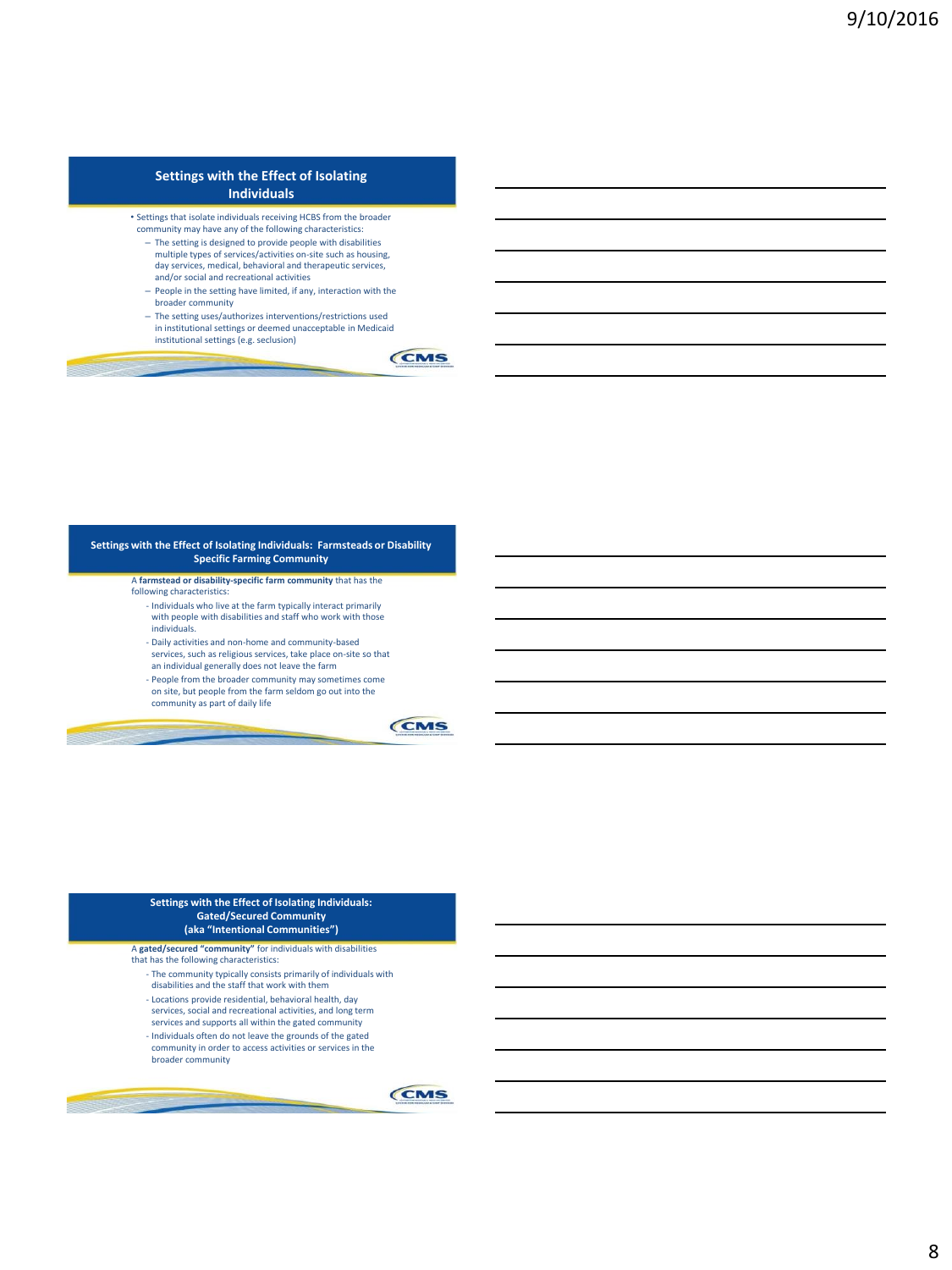## Settings with the Effect of Isolating Individuals

- Settings that isolate individuals receiving HCBS from the broader community may have any of the following characteristics:
  - The setting is designed to provide people with disabilities multiple types of services/activities on-site such as housing, day services, medical, behavioral and therapeutic services, and/or social and recreational activities
  - People in the setting have limited, if any, interaction with the broader community
  - The setting uses/authorizes interventions/restrictions used in institutional settings or deemed unacceptable in Medicaid institutional settings (e.g. seclusion)

## Settings with the Effect of Isolating Individuals: Farmsteads or Disability Specific Farming Community

A **farmstead or disability-specific farm community** that has the following characteristics:

- Individuals who live at the farm typically interact primarily with people with disabilities and staff who work with those individuals.
- Daily activities and non-home and community-based services, such as religious services, take place on-site so that an individual generally does not leave the farm
- People from the broader community may sometimes come on site, but people from the farm seldom go out into the community as part of daily life

## Settings with the Effect of Isolating Individuals: Gated/Secured Community (aka "Intentional Communities")

A **gated/secured "community"** for individuals with disabilities that has the following characteristics:

- The community typically consists primarily of individuals with disabilities and the staff that work with them
- Locations provide residential, behavioral health, day services, social and recreational activities, and long term services and supports all within the gated community
- Individuals often do not leave the grounds of the gated community in order to access activities or services in the broader community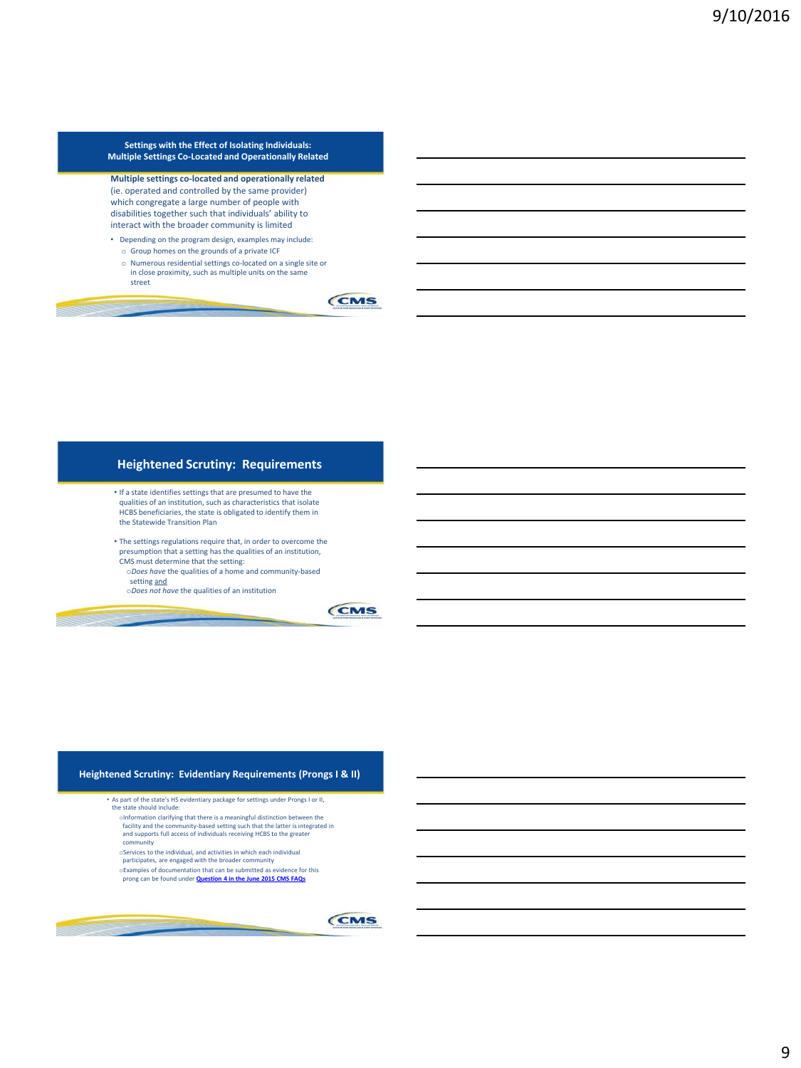## Settings with the Effect of Isolating Individuals: Multiple Settings Co-Located and Operationally Related

**Multiple settings co-located and operationally related** (ie. operated and controlled by the same provider) which congregate a large number of people with disabilities together such that individuals' ability to interact with the broader community is limited

- Depending on the program design, examples may include:
  - Group homes on the grounds of a private ICF
  - Numerous residential settings co-located on a single site or in close proximity, such as multiple units on the same street

## Heightened Scrutiny: Requirements

- If a state identifies settings that are presumed to have the qualities of an institution, such as characteristics that isolate HCBS beneficiaries, the state is obligated to identify them in the Statewide Transition Plan
- The settings regulations require that, in order to overcome the presumption that a setting has the qualities of an institution, CMS must determine that the setting:
  - *Does have* the qualities of a home and community-based setting <u>and</u>
  - *Does not have* the qualities of an institution

## Heightened Scrutiny: Evidentiary Requirements (Prongs I & II)

- As part of the state's HS evidentiary package for settings under Prongs I or II, the state should include:
  - Information clarifying that there is a meaningful distinction between the facility and the community-based setting such that the latter is integrated in and supports full access of individuals receiving HCBS to the greater community
  - Services to the individual, and activities in which each individual participates, are engaged with the broader community
  - Examples of documentation that can be submitted as evidence for this prong can be found under **Question 4 in the June 2015 CMS FAQs**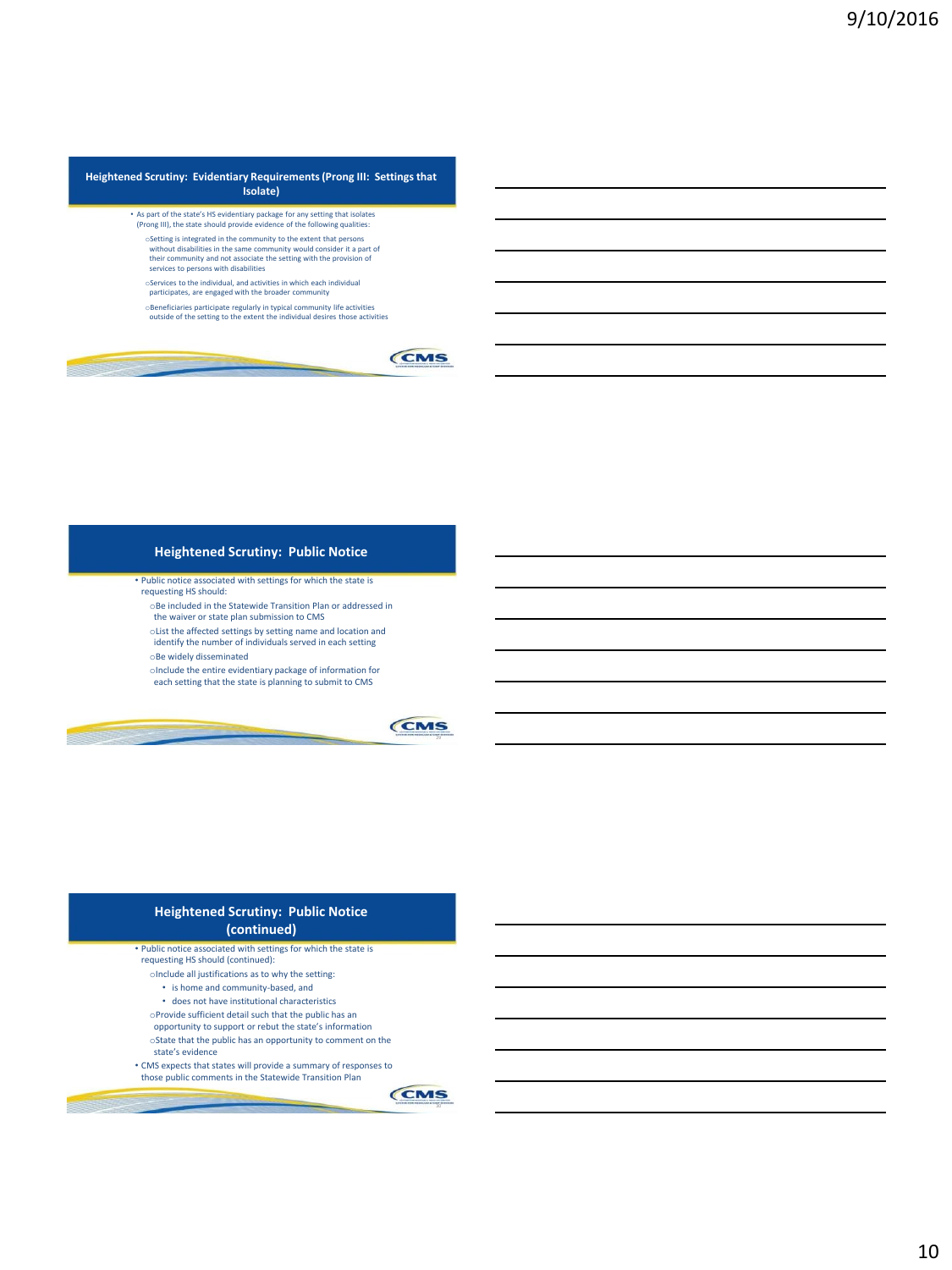## Heightened Scrutiny: Evidentiary Requirements (Prong III: Settings that Isolate)

- As part of the state's HS evidentiary package for any setting that isolates (Prong III), the state should provide evidence of the following qualities:
  - Setting is integrated in the community to the extent that persons without disabilities in the same community would consider it a part of their community and not associate the setting with the provision of services to persons with disabilities
  - Services to the individual, and activities in which each individual participates, are engaged with the broader community
  - Beneficiaries participate regularly in typical community life activities outside of the setting to the extent the individual desires those activities

## Heightened Scrutiny: Public Notice

- Public notice associated with settings for which the state is requesting HS should:
  - Be included in the Statewide Transition Plan or addressed in the waiver or state plan submission to CMS
  - List the affected settings by setting name and location and identify the number of individuals served in each setting
  - Be widely disseminated
  - Include the entire evidentiary package of information for each setting that the state is planning to submit to CMS

## Heightened Scrutiny: Public Notice (continued)

- Public notice associated with settings for which the state is requesting HS should (continued):
  - Include all justifications as to why the setting:
    - is home and community-based, and
    - does not have institutional characteristics
  - Provide sufficient detail such that the public has an opportunity to support or rebut the state's information
  - State that the public has an opportunity to comment on the state's evidence
- CMS expects that states will provide a summary of responses to those public comments in the Statewide Transition Plan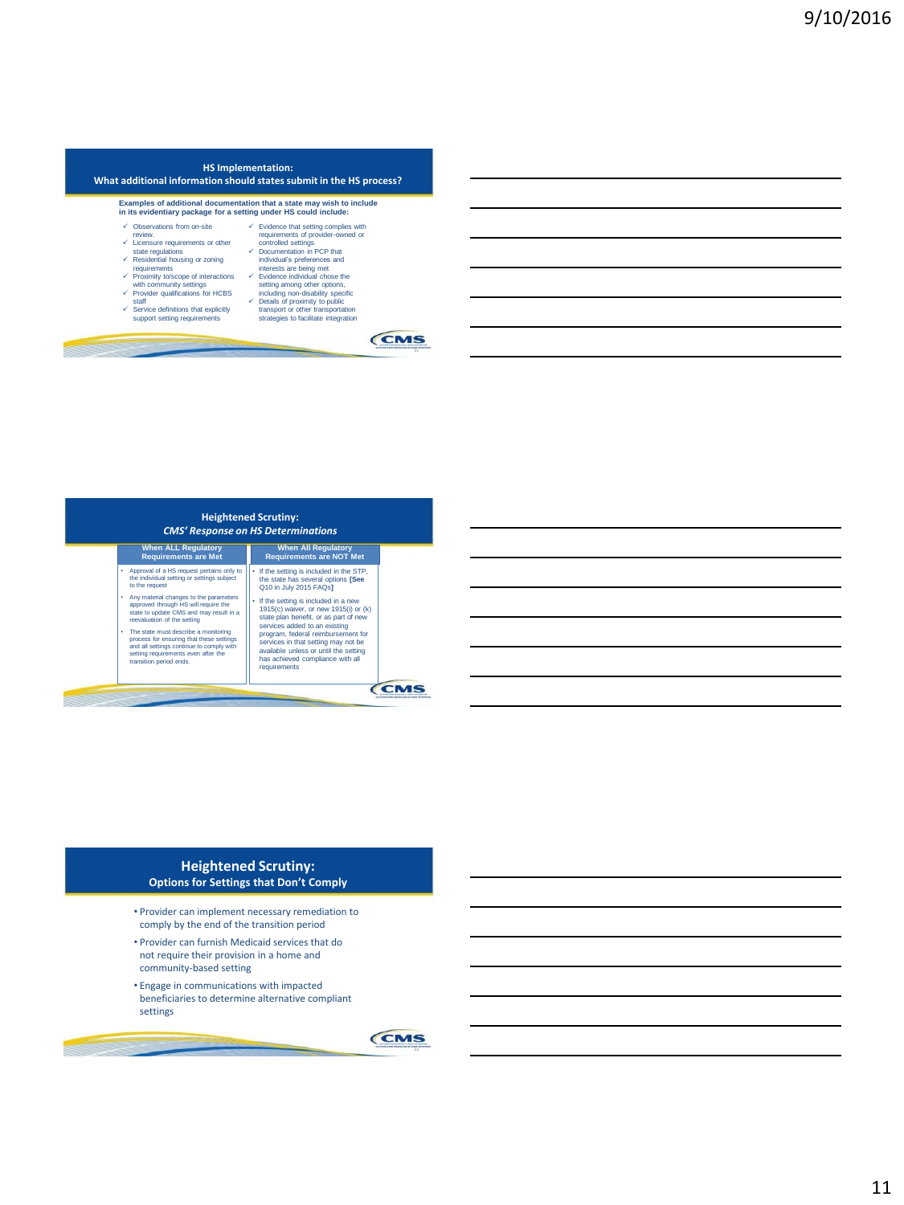## HS Implementation: What additional information should states submit in the HS process?

**Examples of additional documentation that a state may wish to include in its evidentiary package for a setting under HS could include:**

- ✓ Observations from on-site review.
- ✓ Licensure requirements or other state regulations
- ✓ Residential housing or zoning requirements
- ✓ Proximity to/scope of interactions with community settings
- ✓ Provider qualifications for HCBS staff
- ✓ Service definitions that explicitly support setting requirements
- ✓ Evidence that setting complies with requirements of provider-owned or controlled settings
- ✓ Documentation in PCP that individual's preferences and interests are being met
- ✓ Evidence individual chose the setting among other options, including non-disability specific
- ✓ Details of proximity to public transport or other transportation strategies to facilitate integration

## Heightened Scrutiny: *CMS' Response on HS Determinations*

| When ALL Regulatory Requirements are Met | When All Regulatory Requirements are NOT Met |
| --- | --- |
| • Approval of a HS request pertains only to the individual setting or settings subject to the request<br>• Any material changes to the parameters approved through HS will require the state to update CMS and may result in a reevaluation of the setting<br>• The state must describe a monitoring process for ensuring that these settings and all settings continue to comply with setting requirements even after the transition period ends. | • If the setting is included in the STP, the state has several options **[See Q10 in July 2015 FAQs]**<br>• If the setting is included in a new 1915(c) waiver, or new 1915(i) or (k) state plan benefit, or as part of new services added to an existing program, federal reimbursement for services in that setting may not be available unless or until the setting has achieved compliance with all requirements |

## Heightened Scrutiny: Options for Settings that Don't Comply

- Provider can implement necessary remediation to comply by the end of the transition period
- Provider can furnish Medicaid services that do not require their provision in a home and community-based setting
- Engage in communications with impacted beneficiaries to determine alternative compliant settings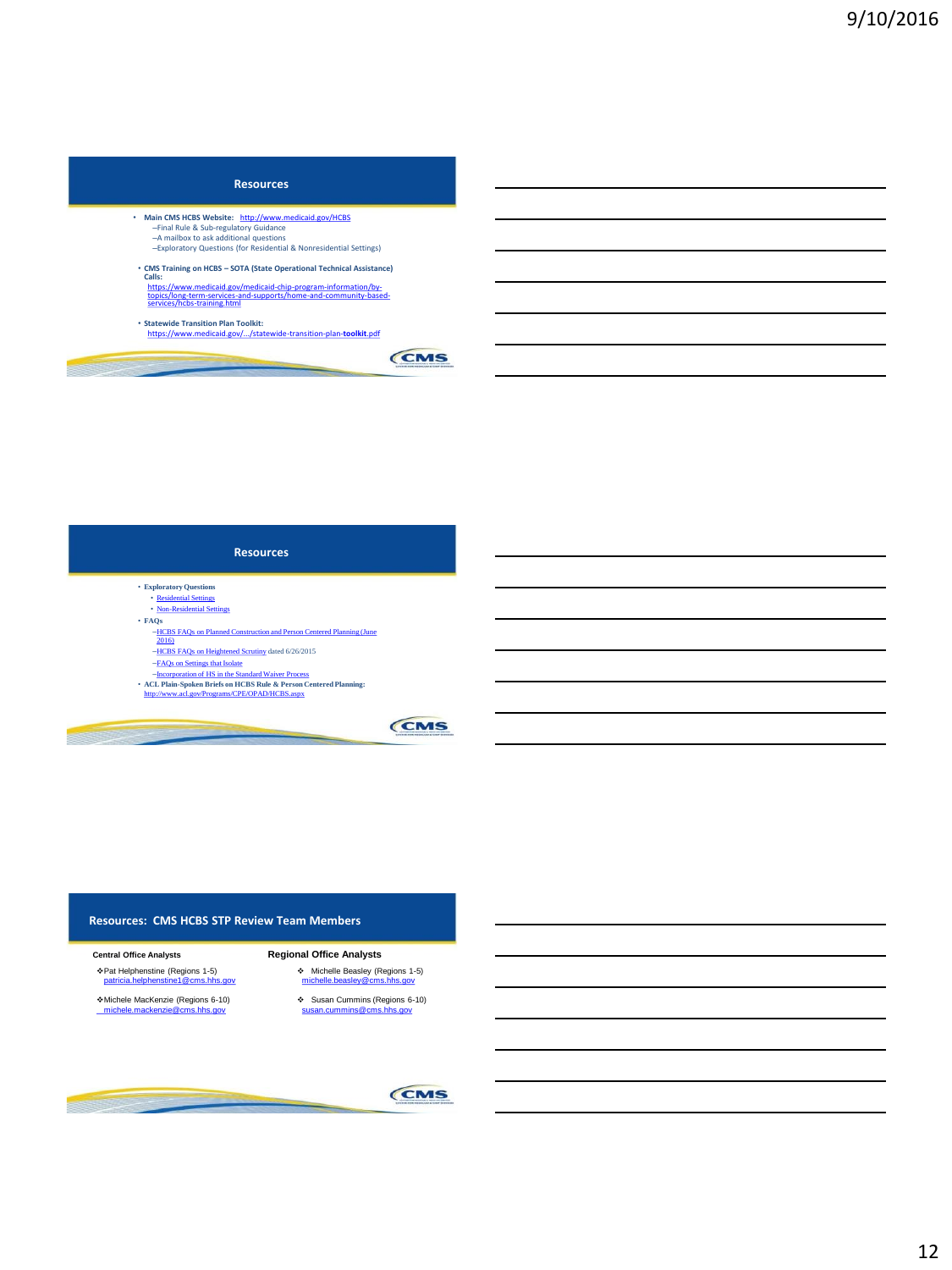## Resources

- **Main CMS HCBS Website:** http://www.medicaid.gov/HCBS
  - –Final Rule & Sub-regulatory Guidance
  - –A mailbox to ask additional questions
  - –Exploratory Questions (for Residential & Nonresidential Settings)
- **CMS Training on HCBS – SOTA (State Operational Technical Assistance) Calls:** https://www.medicaid.gov/medicaid-chip-program-information/by-topics/long-term-services-and-supports/home-and-community-based-services/hcbs-training.html
- **Statewide Transition Plan Toolkit:** https://www.medicaid.gov/.../statewide-transition-plan-**toolkit**.pdf

## Resources

- **Exploratory Questions**
  - Residential Settings
  - Non-Residential Settings
- **FAQs**
  - –HCBS FAQs on Planned Construction and Person Centered Planning (June 2016)
  - –HCBS FAQs on Heightened Scrutiny dated 6/26/2015
  - –FAQs on Settings that Isolate
  - –Incorporation of HS in the Standard Waiver Process
- **ACL Plain-Spoken Briefs on HCBS Rule & Person Centered Planning:** http://www.acl.gov/Programs/CPE/OPAD/HCBS.aspx

## Resources: CMS HCBS STP Review Team Members

**Central Office Analysts**

- Pat Helphenstine (Regions 1-5) patricia.helphenstine1@cms.hhs.gov
- Michele MacKenzie (Regions 6-10) michele.mackenzie@cms.hhs.gov

**Regional Office Analysts**

- Michelle Beasley (Regions 1-5) michelle.beasley@cms.hhs.gov
- Susan Cummins (Regions 6-10) susan.cummins@cms.hhs.gov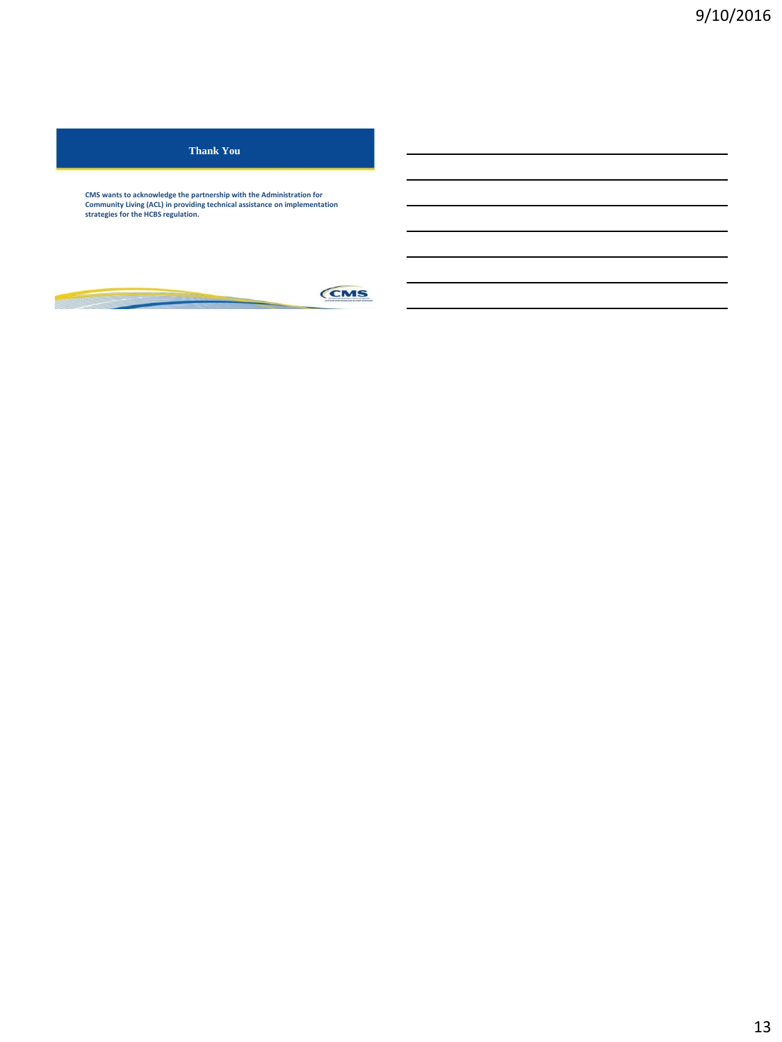## Thank You

CMS wants to acknowledge the partnership with the Administration for Community Living (ACL) in providing technical assistance on implementation strategies for the HCBS regulation.